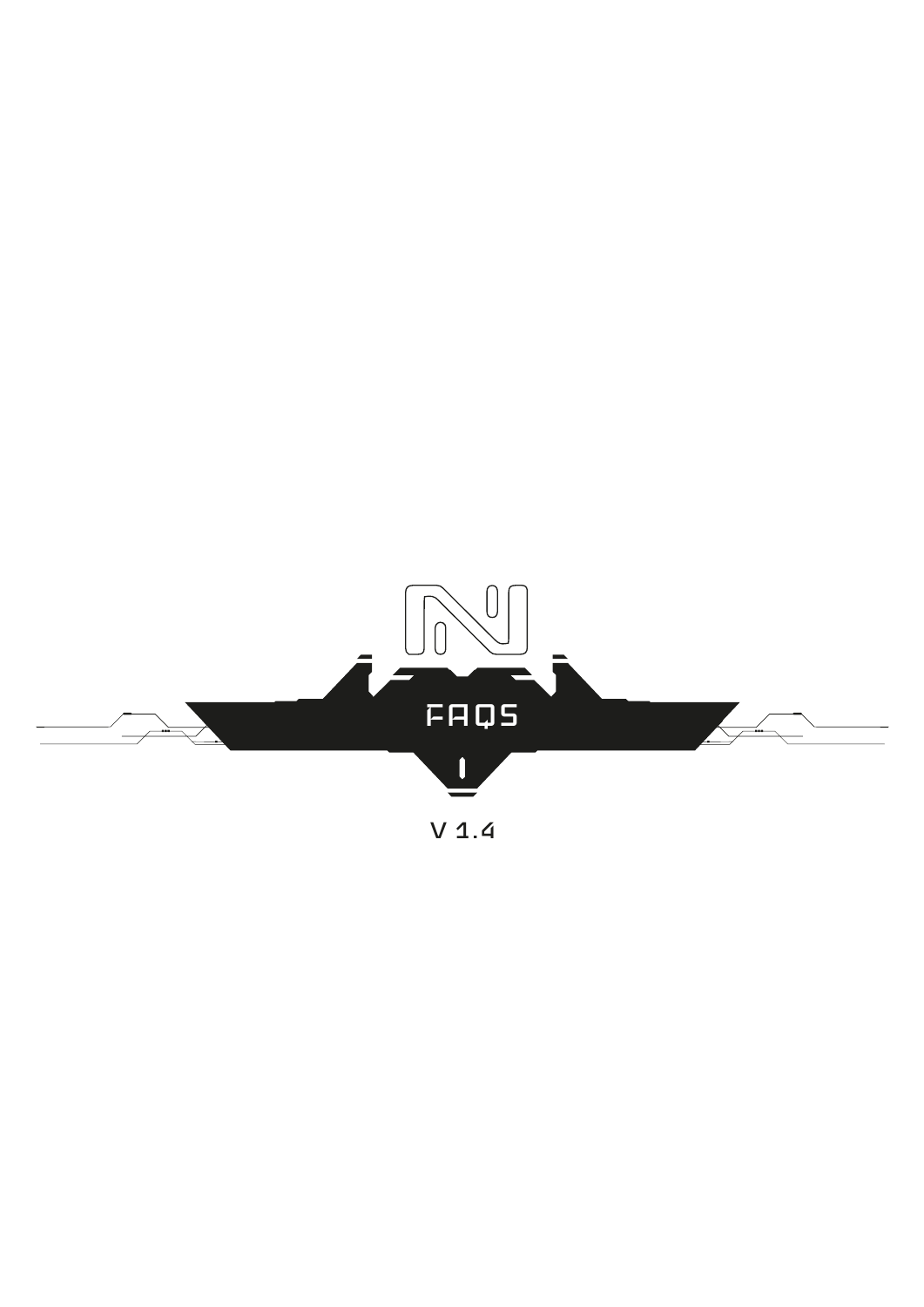# FAQS

V 1.4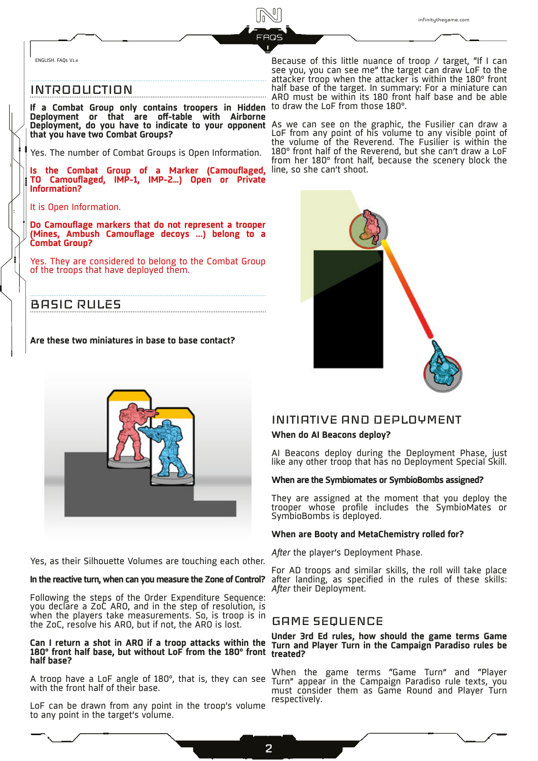ENGLISH. FAQs V1.4

## INTRODUCTION

**If a Combat Group only contains troopers in Hidden Deployment or that are off-table with Airborne Deployment, do you have to indicate to your opponent that you have two Combat Groups?**

Yes. The number of Combat Groups is Open Information.

**Is the Combat Group of a Marker (Camouflaged, TO Camouflaged, IMP-1, IMP-2...) Open or Private Information?**

It is Open Information.

**Do Camouflage markers that do not represent a trooper (Mines, Ambush Camouflage decoys ...) belong to a Combat Group?**

Yes. They are considered to belong to the Combat Group of the troops that have deployed them.

## BASIC RULES

**Are these two miniatures in base to base contact?**

Yes, as their Silhouette Volumes are touching each other.

**In the reactive turn, when can you measure the Zone of Control?**

Following the steps of the Order Expenditure Sequence: you declare a ZoC ARO, and in the step of resolution, is when the players take measurements. So, is troop is in the ZoC, resolve his ARO, but if not, the ARO is lost.

**Can I return a shot in ARO if a troop attacks within the 180° front half base, but without LoF from the 180° front half base?**

A troop have a LoF angle of 180°, that is, they can see with the front half of their base.

LoF can be drawn from any point in the troop's volume to any point in the target's volume.

Because of this little nuance of troop / target, "If I can see you, you can see me" the target can draw LoF to the attacker troop when the attacker is within the 180° front half base of the target. In summary: For a miniature can ARO must be within its 180 front half base and be able to draw the LoF from those 180°.

As we can see on the graphic, the Fusilier can draw a LoF from any point of his volume to any visible point of the volume of the Reverend. The Fusilier is within the 180° front half of the Reverend, but she can't draw a LoF from her 180° front half, because the scenery block the line, so she can't shoot.

## INITIATIVE AND DEPLOYMENT

**When do AI Beacons deploy?**

AI Beacons deploy during the Deployment Phase, just like any other troop that has no Deployment Special Skill.

**When are the Symbiomates or SymbioBombs assigned?**

They are assigned at the moment that you deploy the trooper whose profile includes the SymbioMates or SymbioBombs is deployed.

**When are Booty and MetaChemistry rolled for?**

*After* the player's Deployment Phase.

For AD troops and similar skills, the roll will take place after landing, as specified in the rules of these skills: *After* their Deployment.

## GAME SEQUENCE

**Under 3rd Ed rules, how should the game terms Game Turn and Player Turn in the Campaign Paradiso rules be treated?**

When the game terms "Game Turn" and "Player Turn" appear in the Campaign Paradiso rule texts, you must consider them as Game Round and Player Turn respectively.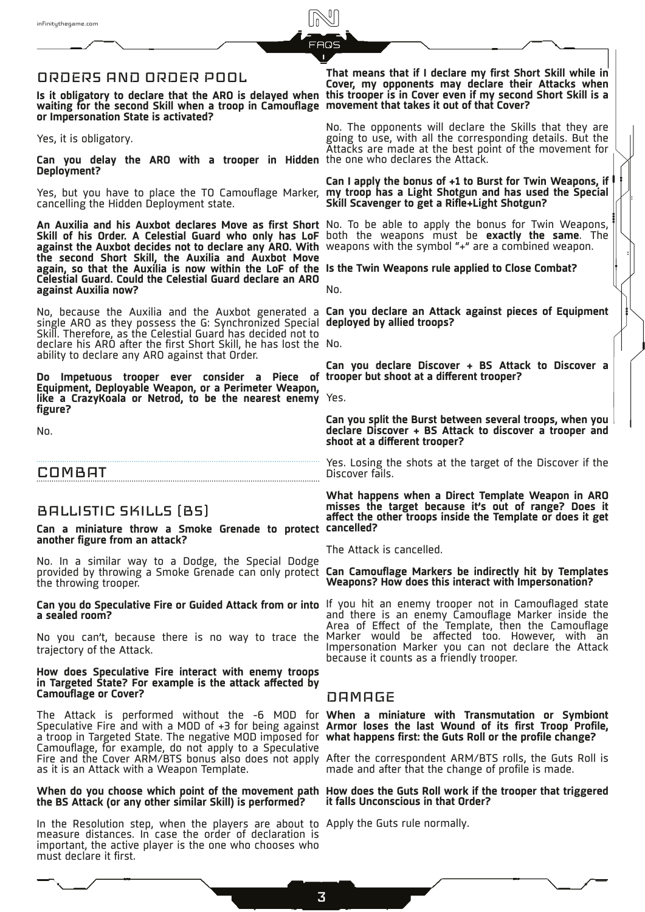## ORDERS AND ORDER POOL

**Is it obligatory to declare that the ARO is delayed when waiting for the second Skill when a troop in Camouflage or Impersonation State is activated?**

Yes, it is obligatory.

**Can you delay the ARO with a trooper in Hidden Deployment?**

Yes, but you have to place the TO Camouflage Marker, cancelling the Hidden Deployment state.

**An Auxilia and his Auxbot declares Move as first Short Skill of his Order. A Celestial Guard who only has LoF against the Auxbot decides not to declare any ARO. With the second Short Skill, the Auxilia and Auxbot Move again, so that the Auxilia is now within the LoF of the Celestial Guard. Could the Celestial Guard declare an ARO against Auxilia now?**

No, because the Auxilia and the Auxbot generated a single ARO as they possess the G: Synchronized Special Skill. Therefore, as the Celestial Guard has decided not to declare his ARO after the first Short Skill, he has lost the ability to declare any ARO against that Order.

**Do Impetuous trooper ever consider a Piece of Equipment, Deployable Weapon, or a Perimeter Weapon, like a CrazyKoala or Netrod, to be the nearest enemy figure?**

No.

## COMBAT

### BALLISTIC SKILLS (BS)

**Can a miniature throw a Smoke Grenade to protect another figure from an attack?**

No. In a similar way to a Dodge, the Special Dodge provided by throwing a Smoke Grenade can only protect the throwing trooper.

**Can you do Speculative Fire or Guided Attack from or into a sealed room?**

No you can't, because there is no way to trace the trajectory of the Attack.

**How does Speculative Fire interact with enemy troops in Targeted State? For example is the attack affected by Camouflage or Cover?**

The Attack is performed without the -6 MOD for Speculative Fire and with a MOD of +3 for being against a troop in Targeted State. The negative MOD imposed for Camouflage, for example, do not apply to a Speculative Fire and the Cover ARM/BTS bonus also does not apply as it is an Attack with a Weapon Template.

**When do you choose which point of the movement path the BS Attack (or any other similar Skill) is performed?**

In the Resolution step, when the players are about to measure distances. In case the order of declaration is important, the active player is the one who chooses who must declare it first.

**That means that if I declare my first Short Skill while in Cover, my opponents may declare their Attacks when this trooper is in Cover even if my second Short Skill is a movement that takes it out of that Cover?**

No. The opponents will declare the Skills that they are going to use, with all the corresponding details. But the Attacks are made at the best point of the movement for the one who declares the Attack.

**Can I apply the bonus of +1 to Burst for Twin Weapons, if my troop has a Light Shotgun and has used the Special Skill Scavenger to get a Rifle+Light Shotgun?**

No. To be able to apply the bonus for Twin Weapons, both the weapons must be **exactly the same**. The weapons with the symbol "+" are a combined weapon.

**Is the Twin Weapons rule applied to Close Combat?**

No.

**Can you declare an Attack against pieces of Equipment deployed by allied troops?**

No.

**Can you declare Discover + BS Attack to Discover a trooper but shoot at a different trooper?**

Yes.

**Can you split the Burst between several troops, when you declare Discover + BS Attack to discover a trooper and shoot at a different trooper?**

Yes. Losing the shots at the target of the Discover if the Discover fails.

**What happens when a Direct Template Weapon in ARO misses the target because it's out of range? Does it affect the other troops inside the Template or does it get cancelled?**

The Attack is cancelled.

**Can Camouflage Markers be indirectly hit by Templates Weapons? How does this interact with Impersonation?**

If you hit an enemy trooper not in Camouflaged state and there is an enemy Camouflage Marker inside the Area of Effect of the Template, then the Camouflage Marker would be affected too. However, with an Impersonation Marker you can not declare the Attack because it counts as a friendly trooper.

### DAMAGE

**When a miniature with Transmutation or Symbiont Armor loses the last Wound of its first Troop Profile, what happens first: the Guts Roll or the profile change?**

After the correspondent ARM/BTS rolls, the Guts Roll is made and after that the change of profile is made.

**How does the Guts Roll work if the trooper that triggered it falls Unconscious in that Order?**

Apply the Guts rule normally.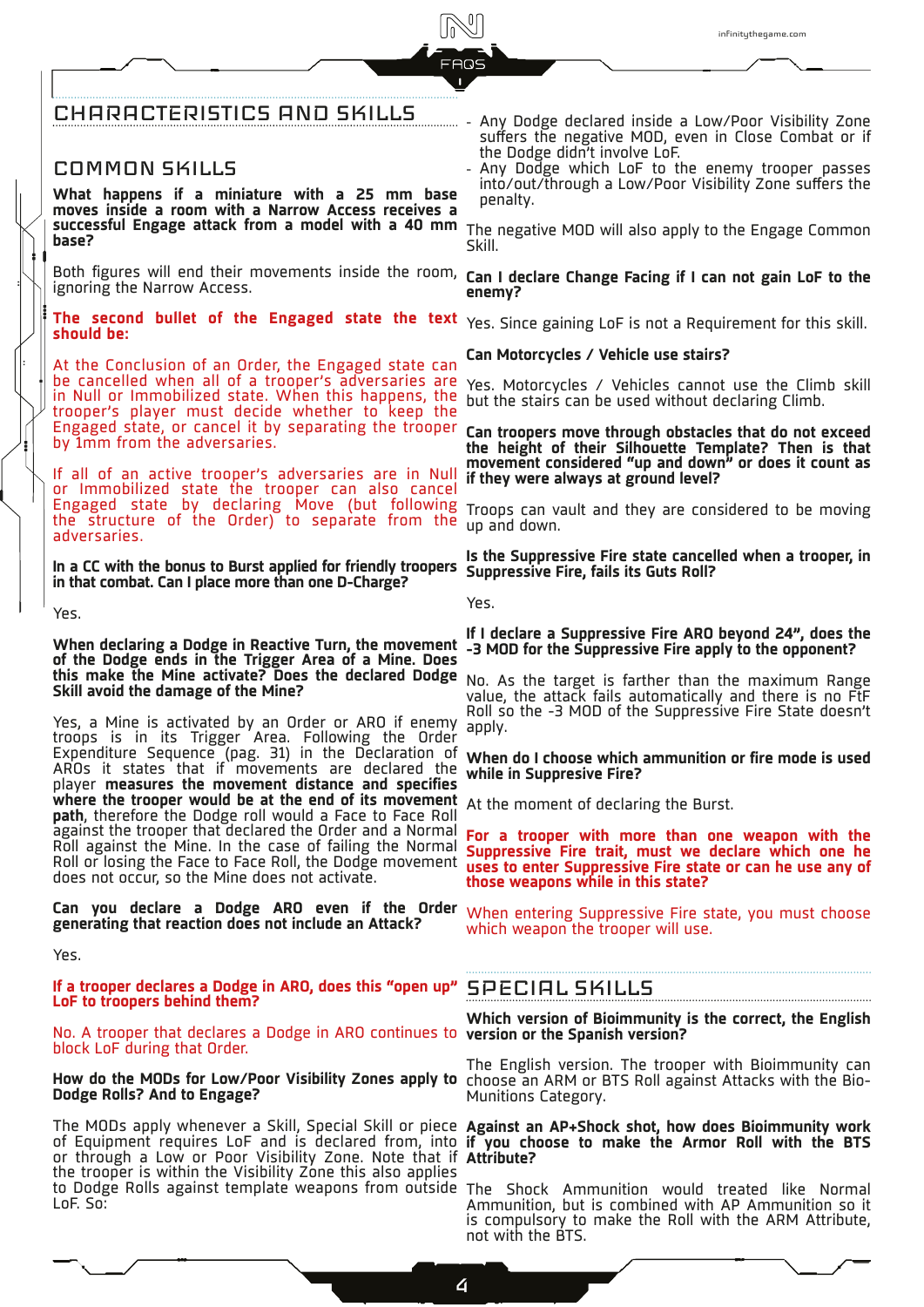# CHARACTERISTICS AND SKILLS

## COMMON SKILLS

**What happens if a miniature with a 25 mm base moves inside a room with a Narrow Access receives a successful Engage attack from a model with a 40 mm base?**

Both figures will end their movements inside the room, ignoring the Narrow Access.

**The second bullet of the Engaged state the text should be:**

At the Conclusion of an Order, the Engaged state can be cancelled when all of a trooper's adversaries are in Null or Immobilized state. When this happens, the trooper's player must decide whether to keep the Engaged state, or cancel it by separating the trooper by 1mm from the adversaries.

If all of an active trooper's adversaries are in Null or Immobilized state the trooper can also cancel Engaged state by declaring Move (but following the structure of the Order) to separate from the adversaries.

**In a CC with the bonus to Burst applied for friendly troopers in that combat. Can I place more than one D-Charge?**

Yes.

**When declaring a Dodge in Reactive Turn, the movement of the Dodge ends in the Trigger Area of a Mine. Does this make the Mine activate? Does the declared Dodge Skill avoid the damage of the Mine?**

Yes, a Mine is activated by an Order or ARO if enemy troops is in its Trigger Area. Following the Order Expenditure Sequence (pag. 31) in the Declaration of AROs it states that if movements are declared the player **measures the movement distance and specifies where the trooper would be at the end of its movement path**, therefore the Dodge roll would a Face to Face Roll against the trooper that declared the Order and a Normal Roll against the Mine. In the case of failing the Normal Roll or losing the Face to Face Roll, the Dodge movement does not occur, so the Mine does not activate.

**Can you declare a Dodge ARO even if the Order generating that reaction does not include an Attack?**

Yes.

**If a trooper declares a Dodge in ARO, does this "open up" LoF to troopers behind them?**

No. A trooper that declares a Dodge in ARO continues to block LoF during that Order.

**How do the MODs for Low/Poor Visibility Zones apply to Dodge Rolls? And to Engage?**

The MODs apply whenever a Skill, Special Skill or piece of Equipment requires LoF and is declared from, into or through a Low or Poor Visibility Zone. Note that if the trooper is within the Visibility Zone this also applies to Dodge Rolls against template weapons from outside LoF. So:

- Any Dodge declared inside a Low/Poor Visibility Zone suffers the negative MOD, even in Close Combat or if the Dodge didn't involve LoF.
- Any Dodge which LoF to the enemy trooper passes into/out/through a Low/Poor Visibility Zone suffers the penalty.

The negative MOD will also apply to the Engage Common Skill.

**Can I declare Change Facing if I can not gain LoF to the enemy?**

Yes. Since gaining LoF is not a Requirement for this skill.

**Can Motorcycles / Vehicle use stairs?**

Yes. Motorcycles / Vehicles cannot use the Climb skill but the stairs can be used without declaring Climb.

**Can troopers move through obstacles that do not exceed the height of their Silhouette Template? Then is that movement considered "up and down" or does it count as if they were always at ground level?**

Troops can vault and they are considered to be moving up and down.

**Is the Suppressive Fire state cancelled when a trooper, in Suppressive Fire, fails its Guts Roll?**

Yes.

**If I declare a Suppressive Fire ARO beyond 24", does the -3 MOD for the Suppressive Fire apply to the opponent?**

No. As the target is farther than the maximum Range value, the attack fails automatically and there is no FtF Roll so the -3 MOD of the Suppressive Fire State doesn't apply.

**When do I choose which ammunition or fire mode is used while in Suppresive Fire?**

At the moment of declaring the Burst.

**For a trooper with more than one weapon with the Suppressive Fire trait, must we declare which one he uses to enter Suppressive Fire state or can he use any of those weapons while in this state?**

When entering Suppressive Fire state, you must choose which weapon the trooper will use.

## SPECIAL SKILLS

**Which version of Bioimmunity is the correct, the English version or the Spanish version?**

The English version. The trooper with Bioimmunity can choose an ARM or BTS Roll against Attacks with the Bio-Munitions Category.

**Against an AP+Shock shot, how does Bioimmunity work if you choose to make the Armor Roll with the BTS Attribute?**

The Shock Ammunition would treated like Normal Ammunition, but is combined with AP Ammunition so it is compulsory to make the Roll with the ARM Attribute, not with the BTS.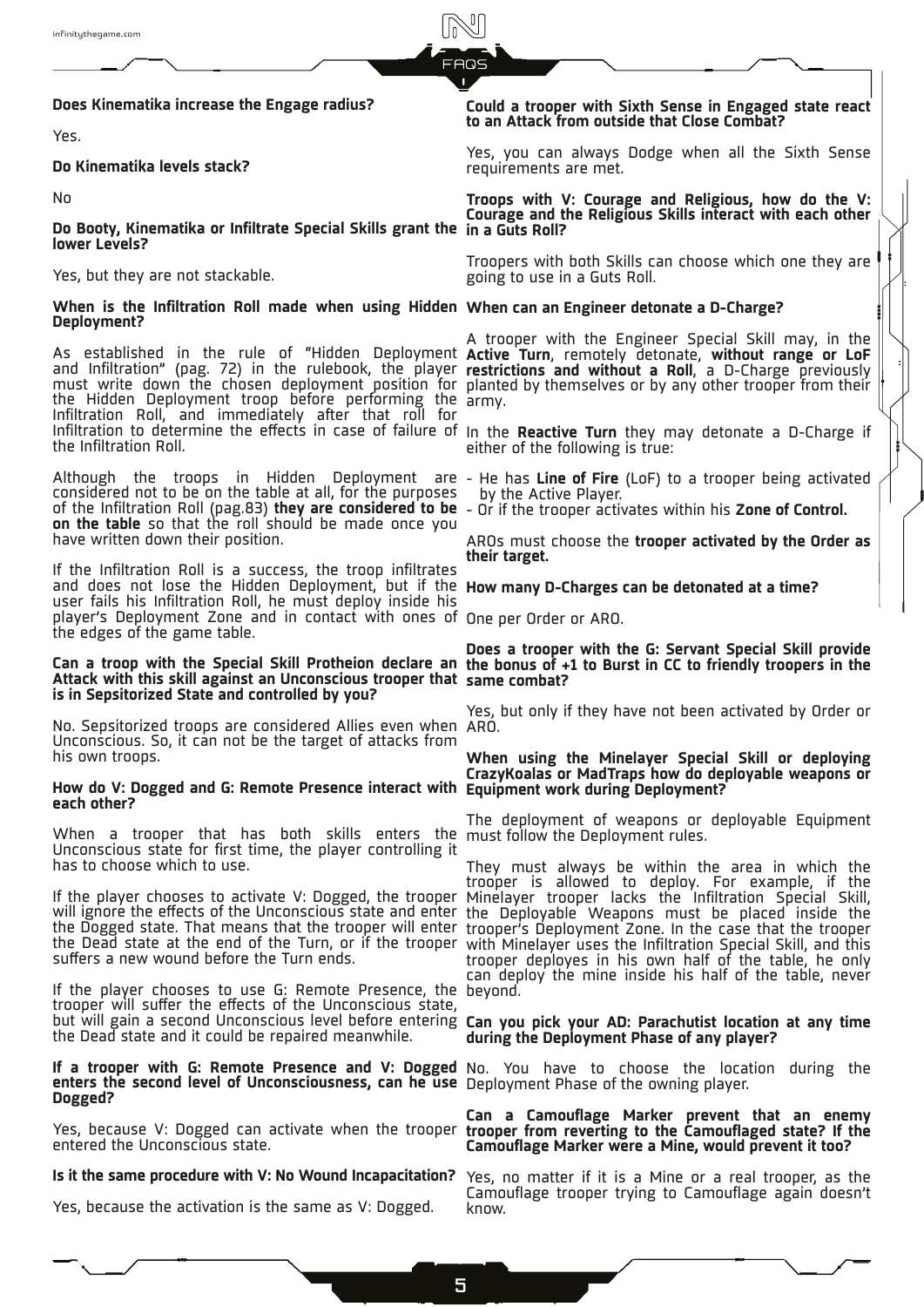**Does Kinematika increase the Engage radius?**

Yes.

**Do Kinematika levels stack?**

No

**Do Booty, Kinematika or Infiltrate Special Skills grant the lower Levels?**

Yes, but they are not stackable.

**When is the Infiltration Roll made when using Hidden Deployment?**

As established in the rule of "Hidden Deployment and Infiltration" (pag. 72) in the rulebook, the player must write down the chosen deployment position for the Hidden Deployment troop before performing the Infiltration Roll, and immediately after that roll for Infiltration to determine the effects in case of failure of the Infiltration Roll.

Although the troops in Hidden Deployment are considered not to be on the table at all, for the purposes of the Infiltration Roll (pag.83) **they are considered to be on the table** so that the roll should be made once you have written down their position.

If the Infiltration Roll is a success, the troop infiltrates and does not lose the Hidden Deployment, but if the user fails his Infiltration Roll, he must deploy inside his player's Deployment Zone and in contact with ones of the edges of the game table.

**Can a troop with the Special Skill Protheion declare an Attack with this skill against an Unconscious trooper that is in Sepsitorized State and controlled by you?**

No. Sepsitorized troops are considered Allies even when Unconscious. So, it can not be the target of attacks from his own troops.

**How do V: Dogged and G: Remote Presence interact with each other?**

When a trooper that has both skills enters the Unconscious state for first time, the player controlling it has to choose which to use.

If the player chooses to activate V: Dogged, the trooper will ignore the effects of the Unconscious state and enter the Dogged state. That means that the trooper will enter the Dead state at the end of the Turn, or if the trooper suffers a new wound before the Turn ends.

If the player chooses to use G: Remote Presence, the trooper will suffer the effects of the Unconscious state, but will gain a second Unconscious level before entering the Dead state and it could be repaired meanwhile.

**If a trooper with G: Remote Presence and V: Dogged enters the second level of Unconsciousness, can he use Dogged?**

Yes, because V: Dogged can activate when the trooper entered the Unconscious state.

**Is it the same procedure with V: No Wound Incapacitation?**

Yes, because the activation is the same as V: Dogged.

**Could a trooper with Sixth Sense in Engaged state react to an Attack from outside that Close Combat?**

Yes, you can always Dodge when all the Sixth Sense requirements are met.

**Troops with V: Courage and Religious, how do the V: Courage and the Religious Skills interact with each other in a Guts Roll?**

Troopers with both Skills can choose which one they are going to use in a Guts Roll.

**When can an Engineer detonate a D-Charge?**

A trooper with the Engineer Special Skill may, in the **Active Turn**, remotely detonate, **without range or LoF restrictions and without a Roll**, a D-Charge previously planted by themselves or by any other trooper from their army.

In the **Reactive Turn** they may detonate a D-Charge if either of the following is true:

- He has **Line of Fire** (LoF) to a trooper being activated by the Active Player.
- Or if the trooper activates within his **Zone of Control.**

AROs must choose the **trooper activated by the Order as their target.**

**How many D-Charges can be detonated at a time?**

One per Order or ARO.

**Does a trooper with the G: Servant Special Skill provide the bonus of +1 to Burst in CC to friendly troopers in the same combat?**

Yes, but only if they have not been activated by Order or ARO.

**When using the Minelayer Special Skill or deploying CrazyKoalas or MadTraps how do deployable weapons or Equipment work during Deployment?**

The deployment of weapons or deployable Equipment must follow the Deployment rules.

They must always be within the area in which the trooper is allowed to deploy. For example, if the Minelayer trooper lacks the Infiltration Special Skill, the Deployable Weapons must be placed inside the trooper's Deployment Zone. In the case that the trooper with Minelayer uses the Infiltration Special Skill, and this trooper deployes in his own half of the table, he only can deploy the mine inside his half of the table, never beyond.

**Can you pick your AD: Parachutist location at any time during the Deployment Phase of any player?**

No. You have to choose the location during the Deployment Phase of the owning player.

**Can a Camouflage Marker prevent that an enemy trooper from reverting to the Camouflaged state? If the Camouflage Marker were a Mine, would prevent it too?**

Yes, no matter if it is a Mine or a real trooper, as the Camouflage trooper trying to Camouflage again doesn't know.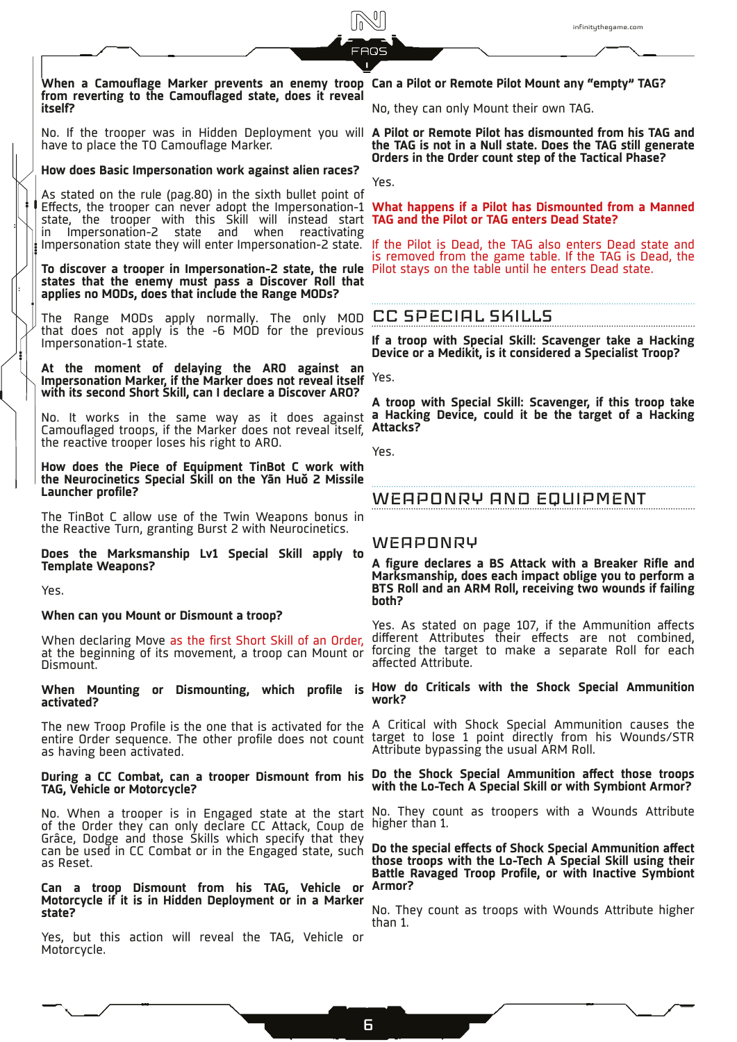**When a Camouflage Marker prevents an enemy troop from reverting to the Camouflaged state, does it reveal itself?**

No. If the trooper was in Hidden Deployment you will have to place the TO Camouflage Marker.

**How does Basic Impersonation work against alien races?**

As stated on the rule (pag.80) in the sixth bullet point of Effects, the trooper can never adopt the Impersonation-1 state, the trooper with this Skill will instead start in Impersonation-2 state and when reactivating Impersonation state they will enter Impersonation-2 state.

**To discover a trooper in Impersonation-2 state, the rule states that the enemy must pass a Discover Roll that applies no MODs, does that include the Range MODs?**

The Range MODs apply normally. The only MOD that does not apply is the -6 MOD for the previous Impersonation-1 state.

**At the moment of delaying the ARO against an Impersonation Marker, if the Marker does not reveal itself with its second Short Skill, can I declare a Discover ARO?**

No. It works in the same way as it does against Camouflaged troops, if the Marker does not reveal itself, the reactive trooper loses his right to ARO.

**How does the Piece of Equipment TinBot C work with the Neurocinetics Special Skill on the Yān Huǒ 2 Missile Launcher profile?**

The TinBot C allow use of the Twin Weapons bonus in the Reactive Turn, granting Burst 2 with Neurocinetics.

**Does the Marksmanship Lv1 Special Skill apply to Template Weapons?**

Yes.

**When can you Mount or Dismount a troop?**

When declaring Move as the first Short Skill of an Order, at the beginning of its movement, a troop can Mount or Dismount.

**When Mounting or Dismounting, which profile is activated?**

The new Troop Profile is the one that is activated for the entire Order sequence. The other profile does not count as having been activated.

**During a CC Combat, can a trooper Dismount from his TAG, Vehicle or Motorcycle?**

No. When a trooper is in Engaged state at the start of the Order they can only declare CC Attack, Coup de Grâce, Dodge and those Skills which specify that they can be used in CC Combat or in the Engaged state, such as Reset.

**Can a troop Dismount from his TAG, Vehicle or Motorcycle if it is in Hidden Deployment or in a Marker state?**

Yes, but this action will reveal the TAG, Vehicle or Motorcycle.

**Can a Pilot or Remote Pilot Mount any "empty" TAG?**

No, they can only Mount their own TAG.

**A Pilot or Remote Pilot has dismounted from his TAG and the TAG is not in a Null state. Does the TAG still generate Orders in the Order count step of the Tactical Phase?**

Yes.

**What happens if a Pilot has Dismounted from a Manned TAG and the Pilot or TAG enters Dead State?**

If the Pilot is Dead, the TAG also enters Dead state and is removed from the game table. If the TAG is Dead, the Pilot stays on the table until he enters Dead state.

## CC SPECIAL SKILLS

**If a troop with Special Skill: Scavenger take a Hacking Device or a Medikit, is it considered a Specialist Troop?**

Yes.

**A troop with Special Skill: Scavenger, if this troop take a Hacking Device, could it be the target of a Hacking Attacks?**

Yes.

## WEAPONRY AND EQUIPMENT

### WEAPONRY

**A figure declares a BS Attack with a Breaker Rifle and Marksmanship, does each impact oblige you to perform a BTS Roll and an ARM Roll, receiving two wounds if failing both?**

Yes. As stated on page 107, if the Ammunition affects different Attributes their effects are not combined, forcing the target to make a separate Roll for each affected Attribute.

**How do Criticals with the Shock Special Ammunition work?**

A Critical with Shock Special Ammunition causes the target to lose 1 point directly from his Wounds/STR Attribute bypassing the usual ARM Roll.

**Do the Shock Special Ammunition affect those troops with the Lo-Tech A Special Skill or with Symbiont Armor?**

No. They count as troopers with a Wounds Attribute higher than 1.

**Do the special effects of Shock Special Ammunition affect those troops with the Lo-Tech A Special Skill using their Battle Ravaged Troop Profile, or with Inactive Symbiont Armor?**

No. They count as troops with Wounds Attribute higher than 1.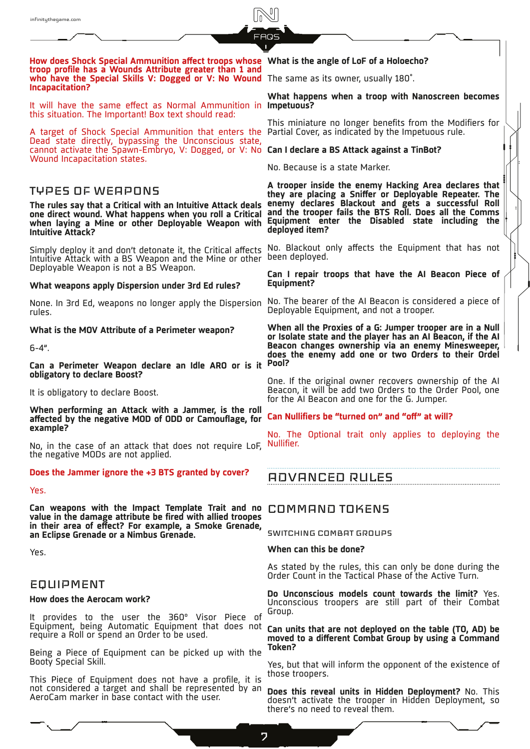**How does Shock Special Ammunition affect troops whose troop profile has a Wounds Attribute greater than 1 and who have the Special Skills V: Dogged or V: No Wound Incapacitation?**

It will have the same effect as Normal Ammunition in this situation. The Important! Box text should read:

A target of Shock Special Ammunition that enters the Dead state directly, bypassing the Unconscious state, cannot activate the Spawn-Embryo, V: Dogged, or V: No Wound Incapacitation states.

## TYPES OF WEAPONS

**The rules say that a Critical with an Intuitive Attack deals one direct wound. What happens when you roll a Critical when laying a Mine or other Deployable Weapon with Intuitive Attack?**

Simply deploy it and don't detonate it, the Critical affects Intuitive Attack with a BS Weapon and the Mine or other Deployable Weapon is not a BS Weapon.

**What weapons apply Dispersion under 3rd Ed rules?**

None. In 3rd Ed, weapons no longer apply the Dispersion rules.

**What is the MOV Attribute of a Perimeter weapon?**

6-4".

**Can a Perimeter Weapon declare an Idle ARO or is it obligatory to declare Boost?**

It is obligatory to declare Boost.

**When performing an Attack with a Jammer, is the roll affected by the negative MOD of ODD or Camouflage, for example?**

No, in the case of an attack that does not require LoF, the negative MODs are not applied.

**Does the Jammer ignore the +3 BTS granted by cover?**

Yes.

**Can weapons with the Impact Template Trait and no value in the damage attribute be fired with allied troopes in their area of effect? For example, a Smoke Grenade, an Eclipse Grenade or a Nimbus Grenade.**

Yes.

## EQUIPMENT

**How does the Aerocam work?**

It provides to the user the 360° Visor Piece of Equipment, being Automatic Equipment that does not require a Roll or spend an Order to be used.

Being a Piece of Equipment can be picked up with the Booty Special Skill.

This Piece of Equipment does not have a profile, it is not considered a target and shall be represented by an AeroCam marker in base contact with the user.

**What is the angle of LoF of a Holoecho?**

The same as its owner, usually 180˚.

**What happens when a troop with Nanoscreen becomes Impetuous?**

This miniature no longer benefits from the Modifiers for Partial Cover, as indicated by the Impetuous rule.

**Can I declare a BS Attack against a TinBot?**

No. Because is a state Marker.

**A trooper inside the enemy Hacking Area declares that they are placing a Sniffer or Deployable Repeater. The enemy declares Blackout and gets a successful Roll and the trooper fails the BTS Roll. Does all the Comms Equipment enter the Disabled state including the deployed item?**

No. Blackout only affects the Equipment that has not been deployed.

**Can I repair troops that have the AI Beacon Piece of Equipment?**

No. The bearer of the AI Beacon is considered a piece of Deployable Equipment, and not a trooper.

**When all the Proxies of a G: Jumper trooper are in a Null or Isolate state and the player has an AI Beacon, if the AI Beacon changes ownership via an enemy Minesweeper, does the enemy add one or two Orders to their Ordel Pool?**

One. If the original owner recovers ownership of the AI Beacon, it will be add two Orders to the Order Pool, one for the AI Beacon and one for the G. Jumper.

**Can Nullifiers be "turned on" and "off" at will?**

No. The Optional trait only applies to deploying the Nullifier.

# ADVANCED RULES

## COMMAND TOKENS

### SWITCHING COMBAT GROUPS

**When can this be done?**

As stated by the rules, this can only be done during the Order Count in the Tactical Phase of the Active Turn.

**Do Unconscious models count towards the limit?** Yes. Unconscious troopers are still part of their Combat Group.

**Can units that are not deployed on the table (TO, AD) be moved to a different Combat Group by using a Command Token?**

Yes, but that will inform the opponent of the existence of those troopers.

**Does this reveal units in Hidden Deployment?** No. This doesn't activate the trooper in Hidden Deployment, so there's no need to reveal them.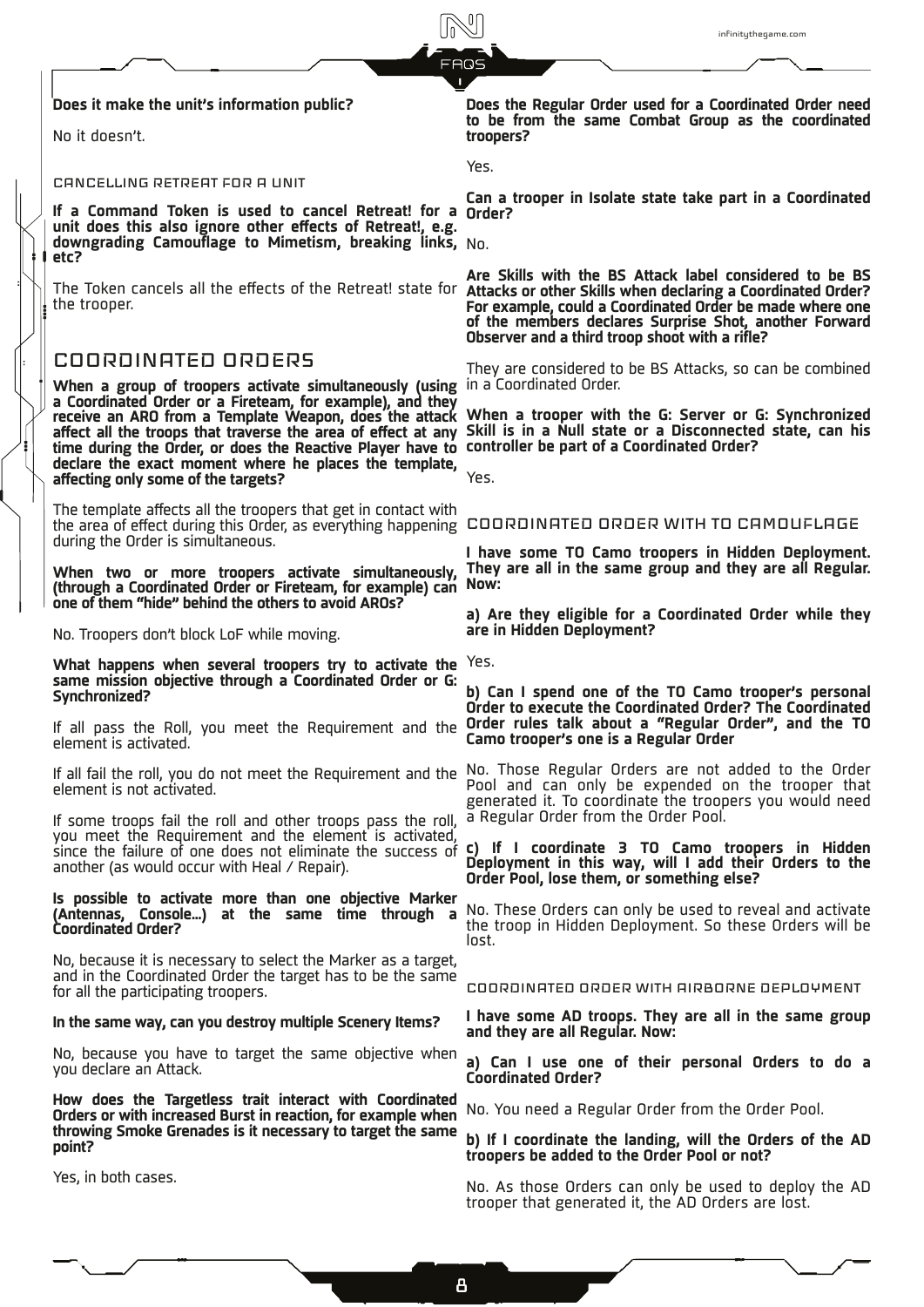**Does it make the unit's information public?**

No it doesn't.

#### CANCELLING RETREAT FOR A UNIT

**If a Command Token is used to cancel Retreat! for a unit does this also ignore other effects of Retreat!, e.g. downgrading Camouflage to Mimetism, breaking links, etc?**

The Token cancels all the effects of the Retreat! state for the trooper.

## COORDINATED ORDERS

**When a group of troopers activate simultaneously (using a Coordinated Order or a Fireteam, for example), and they receive an ARO from a Template Weapon, does the attack affect all the troops that traverse the area of effect at any time during the Order, or does the Reactive Player have to declare the exact moment where he places the template, affecting only some of the targets?**

The template affects all the troopers that get in contact with the area of effect during this Order, as everything happening during the Order is simultaneous.

**When two or more troopers activate simultaneously, (through a Coordinated Order or Fireteam, for example) can one of them "hide" behind the others to avoid AROs?**

No. Troopers don't block LoF while moving.

**What happens when several troopers try to activate the same mission objective through a Coordinated Order or G: Synchronized?**

If all pass the Roll, you meet the Requirement and the element is activated.

If all fail the roll, you do not meet the Requirement and the element is not activated.

If some troops fail the roll and other troops pass the roll, you meet the Requirement and the element is activated, since the failure of one does not eliminate the success of another (as would occur with Heal / Repair).

**Is possible to activate more than one objective Marker (Antennas, Console...) at the same time through a Coordinated Order?**

No, because it is necessary to select the Marker as a target, and in the Coordinated Order the target has to be the same for all the participating troopers.

**In the same way, can you destroy multiple Scenery Items?**

No, because you have to target the same objective when you declare an Attack.

**How does the Targetless trait interact with Coordinated Orders or with increased Burst in reaction, for example when throwing Smoke Grenades is it necessary to target the same point?**

Yes, in both cases.

**Does the Regular Order used for a Coordinated Order need to be from the same Combat Group as the coordinated troopers?**

Yes.

**Can a trooper in Isolate state take part in a Coordinated Order?**

No.

**Are Skills with the BS Attack label considered to be BS Attacks or other Skills when declaring a Coordinated Order? For example, could a Coordinated Order be made where one of the members declares Surprise Shot, another Forward Observer and a third troop shoot with a rifle?**

They are considered to be BS Attacks, so can be combined in a Coordinated Order.

**When a trooper with the G: Server or G: Synchronized Skill is in a Null state or a Disconnected state, can his controller be part of a Coordinated Order?**

Yes.

#### COORDINATED ORDER WITH TO CAMOUFLAGE

**I have some TO Camo troopers in Hidden Deployment. They are all in the same group and they are all Regular. Now:**

**a) Are they eligible for a Coordinated Order while they are in Hidden Deployment?**

Yes.

**b) Can I spend one of the TO Camo trooper's personal Order to execute the Coordinated Order? The Coordinated Order rules talk about a "Regular Order", and the TO Camo trooper's one is a Regular Order**

No. Those Regular Orders are not added to the Order Pool and can only be expended on the trooper that generated it. To coordinate the troopers you would need a Regular Order from the Order Pool.

**c) If I coordinate 3 TO Camo troopers in Hidden Deployment in this way, will I add their Orders to the Order Pool, lose them, or something else?**

No. These Orders can only be used to reveal and activate the troop in Hidden Deployment. So these Orders will be lost.

#### COORDINATED ORDER WITH AIRBORNE DEPLOYMENT

**I have some AD troops. They are all in the same group and they are all Regular. Now:**

**a) Can I use one of their personal Orders to do a Coordinated Order?**

No. You need a Regular Order from the Order Pool.

**b) If I coordinate the landing, will the Orders of the AD troopers be added to the Order Pool or not?**

No. As those Orders can only be used to deploy the AD trooper that generated it, the AD Orders are lost.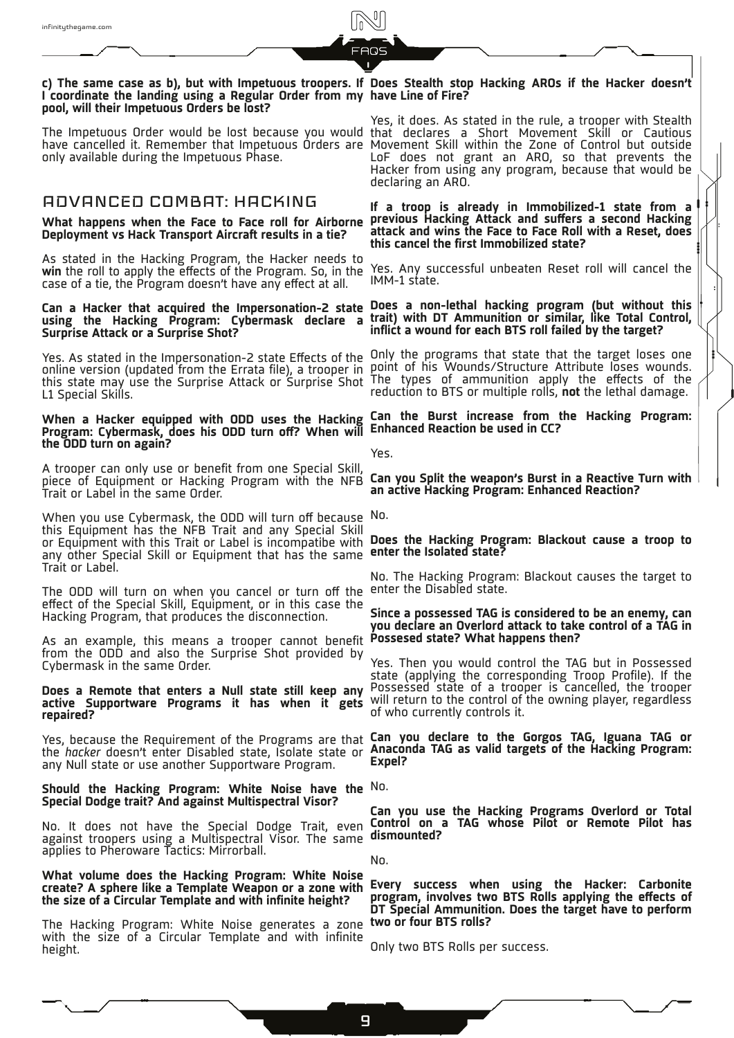**c) The same case as b), but with Impetuous troopers. If I coordinate the landing using a Regular Order from my pool, will their Impetuous Orders be lost?**

The Impetuous Order would be lost because you would have cancelled it. Remember that Impetuous Orders are only available during the Impetuous Phase.

## ADVANCED COMBAT: HACKING

**What happens when the Face to Face roll for Airborne Deployment vs Hack Transport Aircraft results in a tie?**

As stated in the Hacking Program, the Hacker needs to **win** the roll to apply the effects of the Program. So, in the case of a tie, the Program doesn't have any effect at all.

**Can a Hacker that acquired the Impersonation-2 state using the Hacking Program: Cybermask declare a Surprise Attack or a Surprise Shot?**

Yes. As stated in the Impersonation-2 state Effects of the online version (updated from the Errata file), a trooper in this state may use the Surprise Attack or Surprise Shot L1 Special Skills.

**When a Hacker equipped with ODD uses the Hacking Program: Cybermask, does his ODD turn off? When will the ODD turn on again?**

A trooper can only use or benefit from one Special Skill, piece of Equipment or Hacking Program with the NFB Trait or Label in the same Order.

When you use Cybermask, the ODD will turn off because this Equipment has the NFB Trait and any Special Skill or Equipment with this Trait or Label is incompatibe with any other Special Skill or Equipment that has the same Trait or Label.

The ODD will turn on when you cancel or turn off the effect of the Special Skill, Equipment, or in this case the Hacking Program, that produces the disconnection.

As an example, this means a trooper cannot benefit from the ODD and also the Surprise Shot provided by Cybermask in the same Order.

**Does a Remote that enters a Null state still keep any active Supportware Programs it has when it gets repaired?**

Yes, because the Requirement of the Programs are that the *hacker* doesn't enter Disabled state, Isolate state or any Null state or use another Supportware Program.

**Should the Hacking Program: White Noise have the Special Dodge trait? And against Multispectral Visor?**

No. It does not have the Special Dodge Trait, even against troopers using a Multispectral Visor. The same applies to Pheroware Tactics: Mirrorball.

**What volume does the Hacking Program: White Noise create? A sphere like a Template Weapon or a zone with the size of a Circular Template and with infinite height?**

The Hacking Program: White Noise generates a zone with the size of a Circular Template and with infinite height.

**Does Stealth stop Hacking AROs if the Hacker doesn't have Line of Fire?**

Yes, it does. As stated in the rule, a trooper with Stealth that declares a Short Movement Skill or Cautious Movement Skill within the Zone of Control but outside LoF does not grant an ARO, so that prevents the Hacker from using any program, because that would be declaring an ARO.

**If a troop is already in Immobilized-1 state from a previous Hacking Attack and suffers a second Hacking attack and wins the Face to Face Roll with a Reset, does this cancel the first Immobilized state?**

Yes. Any successful unbeaten Reset roll will cancel the IMM-1 state.

**Does a non-lethal hacking program (but without this trait) with DT Ammunition or similar, like Total Control, inflict a wound for each BTS roll failed by the target?**

Only the programs that state that the target loses one point of his Wounds/Structure Attribute loses wounds. The types of ammunition apply the effects of the reduction to BTS or multiple rolls, **not** the lethal damage.

**Can the Burst increase from the Hacking Program: Enhanced Reaction be used in CC?**

Yes.

**Can you Split the weapon's Burst in a Reactive Turn with an active Hacking Program: Enhanced Reaction?**

No.

**Does the Hacking Program: Blackout cause a troop to enter the Isolated state?**

No. The Hacking Program: Blackout causes the target to enter the Disabled state.

**Since a possessed TAG is considered to be an enemy, can you declare an Overlord attack to take control of a TAG in Possesed state? What happens then?**

Yes. Then you would control the TAG but in Possessed state (applying the corresponding Troop Profile). If the Possessed state of a trooper is cancelled, the trooper will return to the control of the owning player, regardless of who currently controls it.

**Can you declare to the Gorgos TAG, Iguana TAG or Anaconda TAG as valid targets of the Hacking Program: Expel?**

No.

**Can you use the Hacking Programs Overlord or Total Control on a TAG whose Pilot or Remote Pilot has dismounted?**

No.

**Every success when using the Hacker: Carbonite program, involves two BTS Rolls applying the effects of DT Special Ammunition. Does the target have to perform two or four BTS rolls?**

Only two BTS Rolls per success.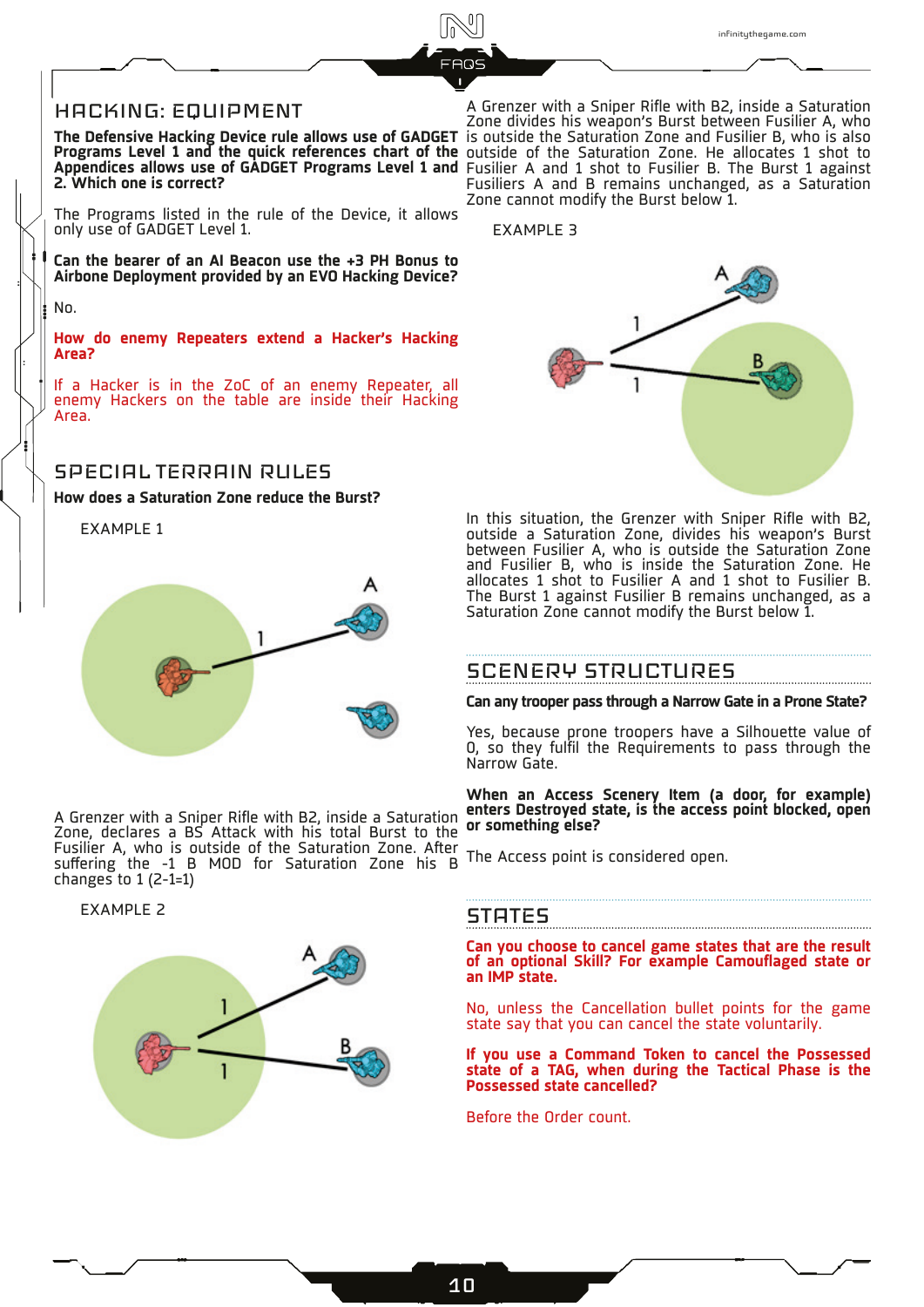## HACKING: EQUIPMENT

**The Defensive Hacking Device rule allows use of GADGET Programs Level 1 and the quick references chart of the Appendices allows use of GADGET Programs Level 1 and 2. Which one is correct?**

The Programs listed in the rule of the Device, it allows only use of GADGET Level 1.

**Can the bearer of an AI Beacon use the +3 PH Bonus to Airborne Deployment provided by an EVO Hacking Device?**

No.

**How do enemy Repeaters extend a Hacker's Hacking Area?**

If a Hacker is in the ZoC of an enemy Repeater, all enemy Hackers on the table are inside their Hacking Area.

## SPECIAL TERRAIN RULES

**How does a Saturation Zone reduce the Burst?**

EXAMPLE 1

A Grenzer with a Sniper Rifle with B2, inside a Saturation Zone, declares a BS Attack with his total Burst to the Fusilier A, who is outside of the Saturation Zone. After suffering the -1 B MOD for Saturation Zone his B changes to 1 (2-1=1)

EXAMPLE 2

A Grenzer with a Sniper Rifle with B2, inside a Saturation Zone divides his weapon's Burst between Fusilier A, who is outside the Saturation Zone and Fusilier B, who is also outside of the Saturation Zone. He allocates 1 shot to Fusilier A and 1 shot to Fusilier B. The Burst 1 against Fusiliers A and B remains unchanged, as a Saturation Zone cannot modify the Burst below 1.

EXAMPLE 3

In this situation, the Grenzer with Sniper Rifle with B2, outside a Saturation Zone, divides his weapon's Burst between Fusilier A, who is outside the Saturation Zone and Fusilier B, who is inside the Saturation Zone. He allocates 1 shot to Fusilier A and 1 shot to Fusilier B. The Burst 1 against Fusilier B remains unchanged, as a Saturation Zone cannot modify the Burst below 1.

## SCENERY STRUCTURES

**Can any trooper pass through a Narrow Gate in a Prone State?**

Yes, because prone troopers have a Silhouette value of 0, so they fulfil the Requirements to pass through the Narrow Gate.

**When an Access Scenery Item (a door, for example) enters Destroyed state, is the access point blocked, open or something else?**

The Access point is considered open.

## STATES

**Can you choose to cancel game states that are the result of an optional Skill? For example Camouflaged state or an IMP state.**

No, unless the Cancellation bullet points for the game state say that you can cancel the state voluntarily.

**If you use a Command Token to cancel the Possessed state of a TAG, when during the Tactical Phase is the Possessed state cancelled?**

Before the Order count.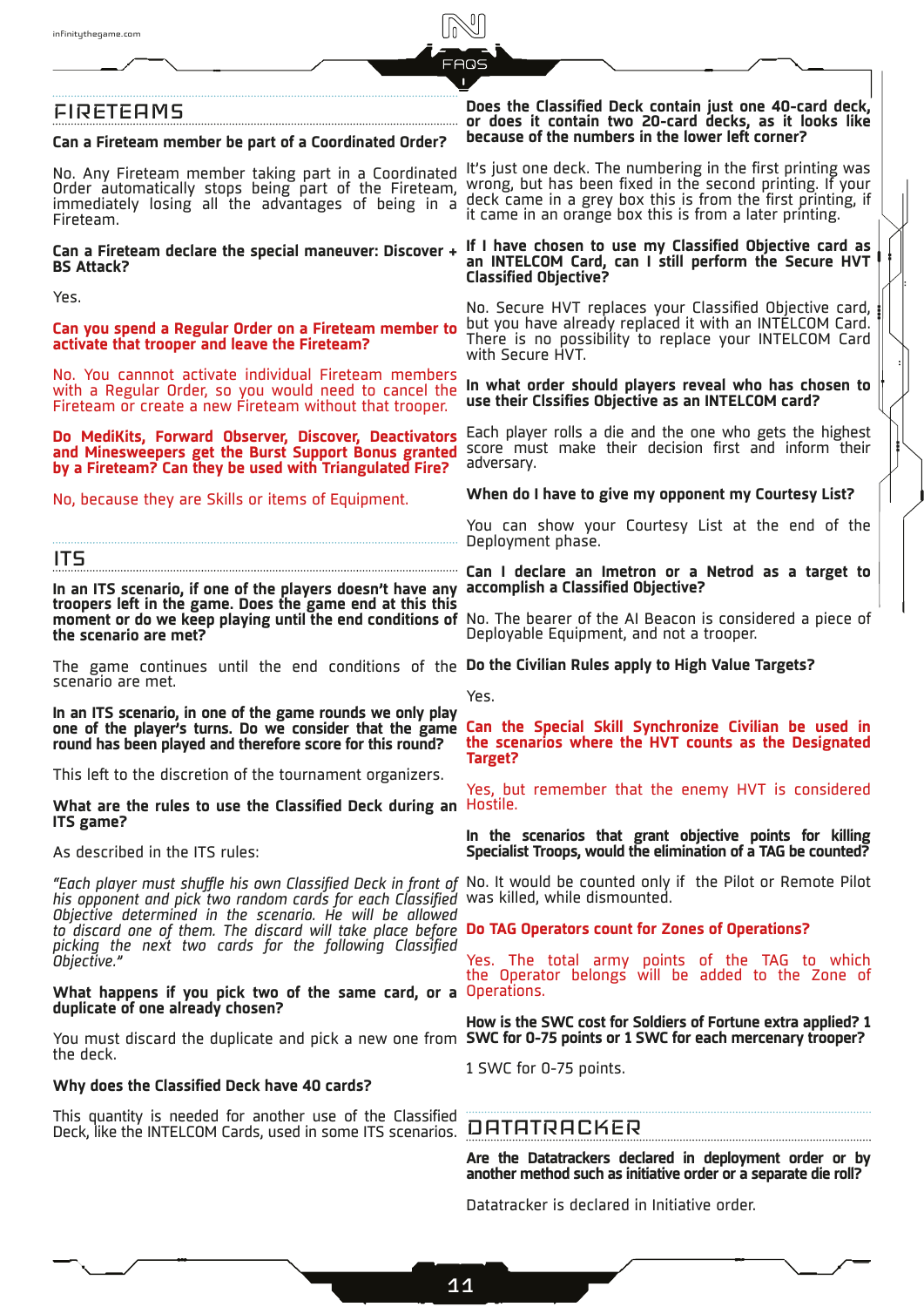## FIRETEAMS

**Can a Fireteam member be part of a Coordinated Order?**

No. Any Fireteam member taking part in a Coordinated Order automatically stops being part of the Fireteam, immediately losing all the advantages of being in a Fireteam.

**Can a Fireteam declare the special maneuver: Discover + BS Attack?**

Yes.

**Can you spend a Regular Order on a Fireteam member to activate that trooper and leave the Fireteam?**

No. You cannnot activate individual Fireteam members with a Regular Order, so you would need to cancel the Fireteam or create a new Fireteam without that trooper.

**Do MediKits, Forward Observer, Discover, Deactivators and Minesweepers get the Burst Support Bonus granted by a Fireteam? Can they be used with Triangulated Fire?**

No, because they are Skills or items of Equipment.

## ITS

**In an ITS scenario, if one of the players doesn't have any troopers left in the game. Does the game end at this this moment or do we keep playing until the end conditions of the scenario are met?**

The game continues until the end conditions of the scenario are met.

**In an ITS scenario, in one of the game rounds we only play one of the player's turns. Do we consider that the game round has been played and therefore score for this round?**

This left to the discretion of the tournament organizers.

**What are the rules to use the Classified Deck during an ITS game?**

As described in the ITS rules:

*"Each player must shuffle his own Classified Deck in front of his opponent and pick two random cards for each Classified Objective determined in the scenario. He will be allowed to discard one of them. The discard will take place before picking the next two cards for the following Classified Objective."*

**What happens if you pick two of the same card, or a duplicate of one already chosen?**

You must discard the duplicate and pick a new one from the deck.

**Why does the Classified Deck have 40 cards?**

This quantity is needed for another use of the Classified Deck, like the INTELCOM Cards, used in some ITS scenarios.

**Does the Classified Deck contain just one 40-card deck, or does it contain two 20-card decks, as it looks like because of the numbers in the lower left corner?**

It's just one deck. The numbering in the first printing was wrong, but has been fixed in the second printing. If your deck came in a grey box this is from the first printing, if it came in an orange box this is from a later printing.

**If I have chosen to use my Classified Objective card as an INTELCOM Card, can I still perform the Secure HVT Classified Objective?**

No. Secure HVT replaces your Classified Objective card, but you have already replaced it with an INTELCOM Card. There is no possibility to replace your INTELCOM Card with Secure HVT.

**In what order should players reveal who has chosen to use their Clssifies Objective as an INTELCOM card?**

Each player rolls a die and the one who gets the highest score must make their decision first and inform their adversary.

**When do I have to give my opponent my Courtesy List?**

You can show your Courtesy List at the end of the Deployment phase.

**Can I declare an Imetron or a Netrod as a target to accomplish a Classified Objective?**

No. The bearer of the AI Beacon is considered a piece of Deployable Equipment, and not a trooper.

**Do the Civilian Rules apply to High Value Targets?**

Yes.

**Can the Special Skill Synchronize Civilian be used in the scenarios where the HVT counts as the Designated Target?**

Yes, but remember that the enemy HVT is considered Hostile.

**In the scenarios that grant objective points for killing Specialist Troops, would the elimination of a TAG be counted?**

No. It would be counted only if the Pilot or Remote Pilot was killed, while dismounted.

**Do TAG Operators count for Zones of Operations?**

Yes. The total army points of the TAG to which the Operator belongs will be added to the Zone of Operations.

**How is the SWC cost for Soldiers of Fortune extra applied? 1 SWC for 0-75 points or 1 SWC for each mercenary trooper?**

1 SWC for 0-75 points.

## DATATRACKER

**Are the Datatrackers declared in deployment order or by another method such as initiative order or a separate die roll?**

Datatracker is declared in Initiative order.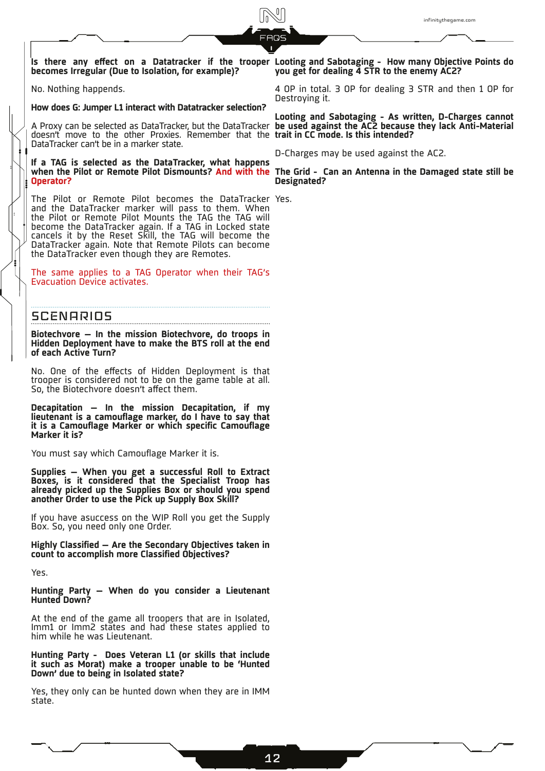**Is there any effect on a Datatracker if the trooper becomes Irregular (Due to Isolation, for example)?**

No. Nothing happends.

**How does G: Jumper L1 interact with Datatracker selection?**

A Proxy can be selected as DataTracker, but the DataTracker doesn't move to the other Proxies. Remember that the DataTracker can't be in a marker state.

**If a TAG is selected as the DataTracker, what happens when the Pilot or Remote Pilot Dismounts? And with the Operator?**

The Pilot or Remote Pilot becomes the DataTracker and the DataTracker marker will pass to them. When the Pilot or Remote Pilot Mounts the TAG the TAG will become the DataTracker again. If a TAG in Locked state cancels it by the Reset Skill, the TAG will become the DataTracker again. Note that Remote Pilots can become the DataTracker even though they are Remotes.

The same applies to a TAG Operator when their TAG's Evacuation Device activates.

## SCENARIOS

**Biotechvore — In the mission Biotechvore, do troops in Hidden Deployment have to make the BTS roll at the end of each Active Turn?**

No. One of the effects of Hidden Deployment is that trooper is considered not to be on the game table at all. So, the Biotechvore doesn't affect them.

**Decapitation — In the mission Decapitation, if my lieutenant is a camouflage marker, do I have to say that it is a Camouflage Marker or which specific Camouflage Marker it is?**

You must say which Camouflage Marker it is.

**Supplies — When you get a successful Roll to Extract Boxes, is it considered that the Specialist Troop has already picked up the Supplies Box or should you spend another Order to use the Pick up Supply Box Skill?**

If you have asuccess on the WIP Roll you get the Supply Box. So, you need only one Order.

**Highly Classified — Are the Secondary Objectives taken in count to accomplish more Classified Objectives?**

Yes.

**Hunting Party — When do you consider a Lieutenant Hunted Down?**

At the end of the game all troopers that are in Isolated, Imm1 or Imm2 states and had these states applied to him while he was Lieutenant.

**Hunting Party - Does Veteran L1 (or skills that include it such as Morat) make a trooper unable to be 'Hunted Down' due to being in Isolated state?**

Yes, they only can be hunted down when they are in IMM state.

**Looting and Sabotaging - How many Objective Points do you get for dealing 4 STR to the enemy AC2?**

4 OP in total. 3 OP for dealing 3 STR and then 1 OP for Destroying it.

**Looting and Sabotaging - As written, D-Charges cannot be used against the AC2 because they lack Anti-Material trait in CC mode. Is this intended?**

D-Charges may be used against the AC2.

**The Grid - Can an Antenna in the Damaged state still be Designated?**

Yes.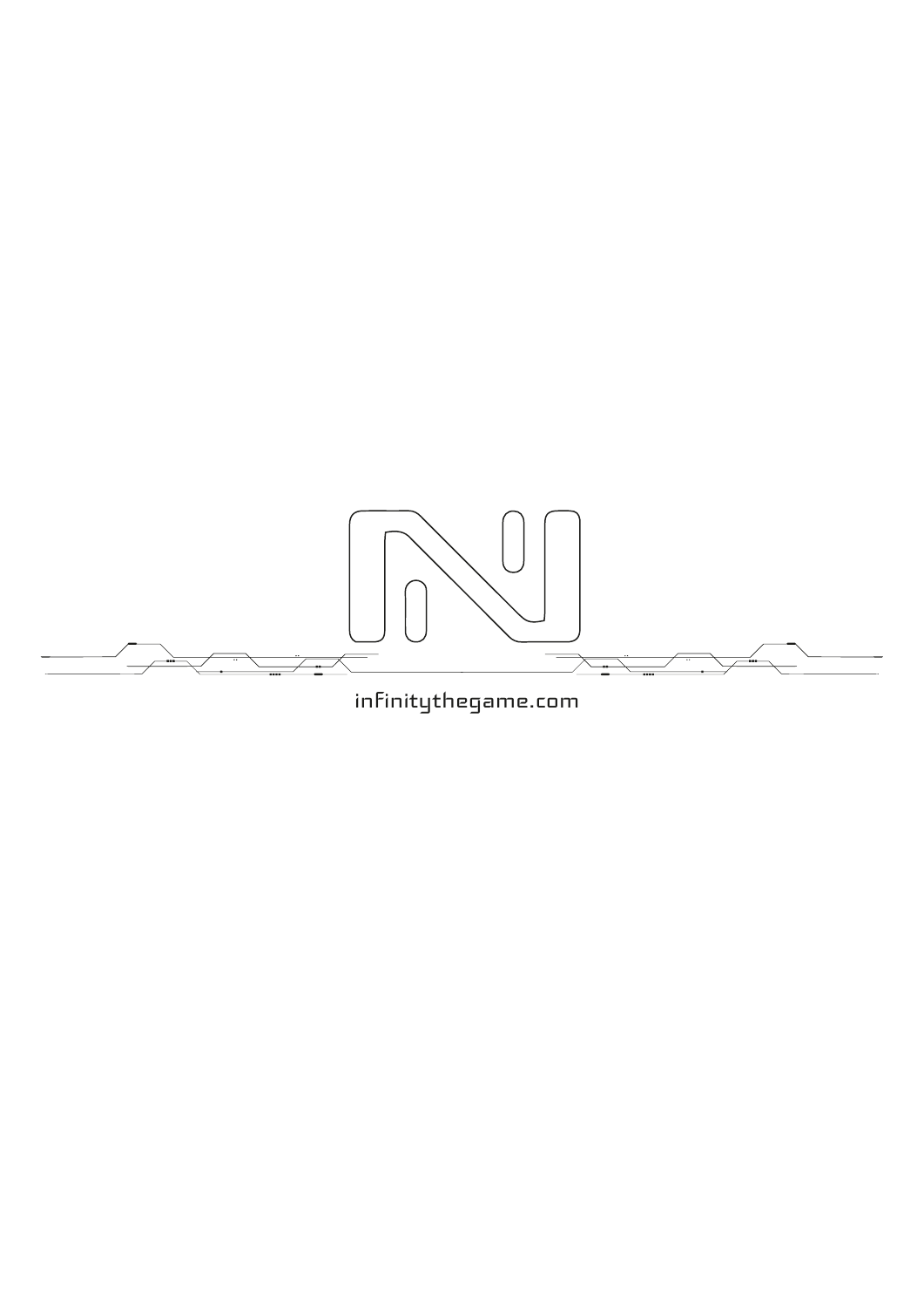infinitythegame.com